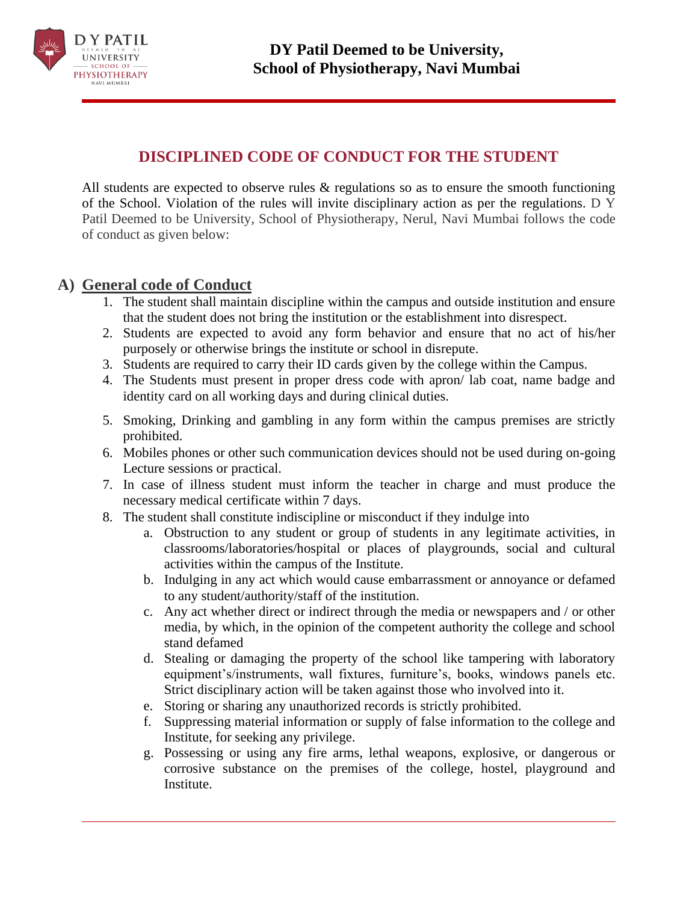# DY Patil Deemed to be University, School of Physiotherapy, Navi Mumbai

## DISCIPLINED CODE OF CONDUCT FOR THE STUDENT

All students are expected to observe rules & regulations so as to ensure the smooth functioning of the School. Violation of the rules will invite disciplinary action as per the regulations. D Y Patil Deemed to be University, School of Physiotherapy, Nerul, Navi Mumbai follows the code of conduct as given below:

### A) General code of Conduct

1. The student shall maintain discipline within the campus and outside institution and ensure that the student does not bring the institution or the establishment into disrespect.
2. Students are expected to avoid any form behavior and ensure that no act of his/her purposely or otherwise brings the institute or school in disrepute.
3. Students are required to carry their ID cards given by the college within the Campus.
4. The Students must present in proper dress code with apron/ lab coat, name badge and identity card on all working days and during clinical duties.
5. Smoking, Drinking and gambling in any form within the campus premises are strictly prohibited.
6. Mobiles phones or other such communication devices should not be used during on-going Lecture sessions or practical.
7. In case of illness student must inform the teacher in charge and must produce the necessary medical certificate within 7 days.
8. The student shall constitute indiscipline or misconduct if they indulge into
    a. Obstruction to any student or group of students in any legitimate activities, in classrooms/laboratories/hospital or places of playgrounds, social and cultural activities within the campus of the Institute.
    b. Indulging in any act which would cause embarrassment or annoyance or defamed to any student/authority/staff of the institution.
    c. Any act whether direct or indirect through the media or newspapers and / or other media, by which, in the opinion of the competent authority the college and school stand defamed
    d. Stealing or damaging the property of the school like tampering with laboratory equipment's/instruments, wall fixtures, furniture's, books, windows panels etc. Strict disciplinary action will be taken against those who involved into it.
    e. Storing or sharing any unauthorized records is strictly prohibited.
    f. Suppressing material information or supply of false information to the college and Institute, for seeking any privilege.
    g. Possessing or using any fire arms, lethal weapons, explosive, or dangerous or corrosive substance on the premises of the college, hostel, playground and Institute.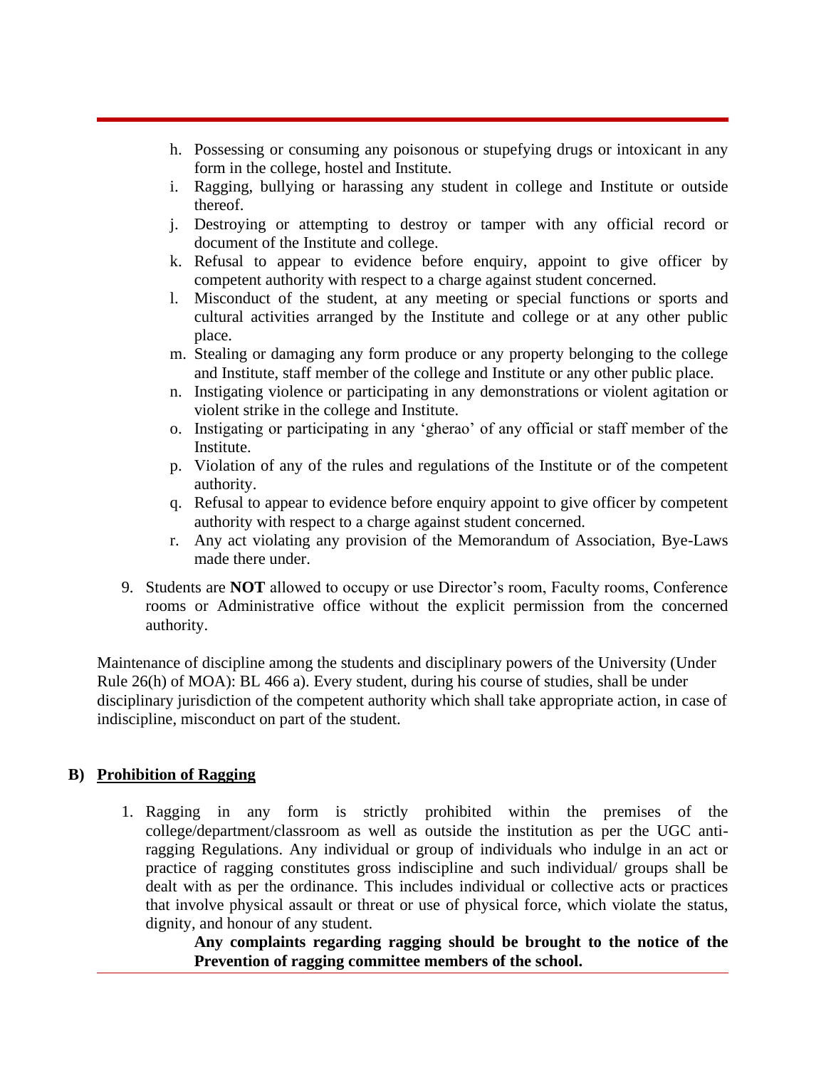h. Possessing or consuming any poisonous or stupefying drugs or intoxicant in any form in the college, hostel and Institute.
i. Ragging, bullying or harassing any student in college and Institute or outside thereof.
j. Destroying or attempting to destroy or tamper with any official record or document of the Institute and college.
k. Refusal to appear to evidence before enquiry, appoint to give officer by competent authority with respect to a charge against student concerned.
l. Misconduct of the student, at any meeting or special functions or sports and cultural activities arranged by the Institute and college or at any other public place.
m. Stealing or damaging any form produce or any property belonging to the college and Institute, staff member of the college and Institute or any other public place.
n. Instigating violence or participating in any demonstrations or violent agitation or violent strike in the college and Institute.
o. Instigating or participating in any 'gherao' of any official or staff member of the Institute.
p. Violation of any of the rules and regulations of the Institute or of the competent authority.
q. Refusal to appear to evidence before enquiry appoint to give officer by competent authority with respect to a charge against student concerned.
r. Any act violating any provision of the Memorandum of Association, Bye-Laws made there under.

9. Students are **NOT** allowed to occupy or use Director's room, Faculty rooms, Conference rooms or Administrative office without the explicit permission from the concerned authority.

Maintenance of discipline among the students and disciplinary powers of the University (Under Rule 26(h) of MOA): BL 466 a). Every student, during his course of studies, shall be under disciplinary jurisdiction of the competent authority which shall take appropriate action, in case of indiscipline, misconduct on part of the student.

## B) Prohibition of Ragging

1. Ragging in any form is strictly prohibited within the premises of the college/department/classroom as well as outside the institution as per the UGC anti-ragging Regulations. Any individual or group of individuals who indulge in an act or practice of ragging constitutes gross indiscipline and such individual/ groups shall be dealt with as per the ordinance. This includes individual or collective acts or practices that involve physical assault or threat or use of physical force, which violate the status, dignity, and honour of any student.

   **Any complaints regarding ragging should be brought to the notice of the Prevention of ragging committee members of the school.**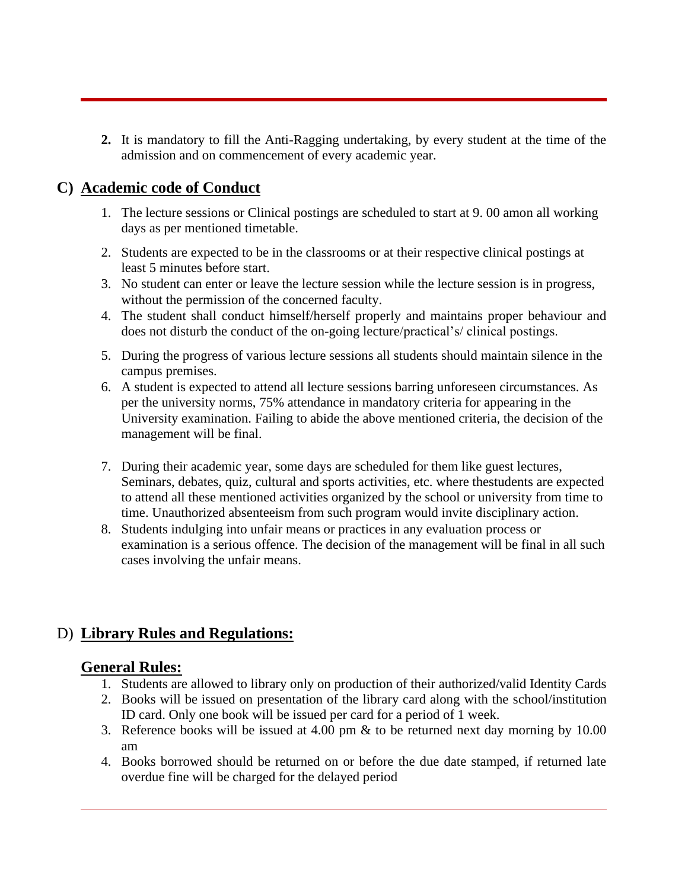2. It is mandatory to fill the Anti-Ragging undertaking, by every student at the time of the admission and on commencement of every academic year.

## C) Academic code of Conduct

1. The lecture sessions or Clinical postings are scheduled to start at 9. 00 amon all working days as per mentioned timetable.
2. Students are expected to be in the classrooms or at their respective clinical postings at least 5 minutes before start.
3. No student can enter or leave the lecture session while the lecture session is in progress, without the permission of the concerned faculty.
4. The student shall conduct himself/herself properly and maintains proper behaviour and does not disturb the conduct of the on-going lecture/practical's/ clinical postings.
5. During the progress of various lecture sessions all students should maintain silence in the campus premises.
6. A student is expected to attend all lecture sessions barring unforeseen circumstances. As per the university norms, 75% attendance in mandatory criteria for appearing in the University examination. Failing to abide the above mentioned criteria, the decision of the management will be final.
7. During their academic year, some days are scheduled for them like guest lectures, Seminars, debates, quiz, cultural and sports activities, etc. where thestudents are expected to attend all these mentioned activities organized by the school or university from time to time. Unauthorized absenteeism from such program would invite disciplinary action.
8. Students indulging into unfair means or practices in any evaluation process or examination is a serious offence. The decision of the management will be final in all such cases involving the unfair means.

## D) Library Rules and Regulations:

### General Rules:

1. Students are allowed to library only on production of their authorized/valid Identity Cards
2. Books will be issued on presentation of the library card along with the school/institution ID card. Only one book will be issued per card for a period of 1 week.
3. Reference books will be issued at 4.00 pm & to be returned next day morning by 10.00 am
4. Books borrowed should be returned on or before the due date stamped, if returned late overdue fine will be charged for the delayed period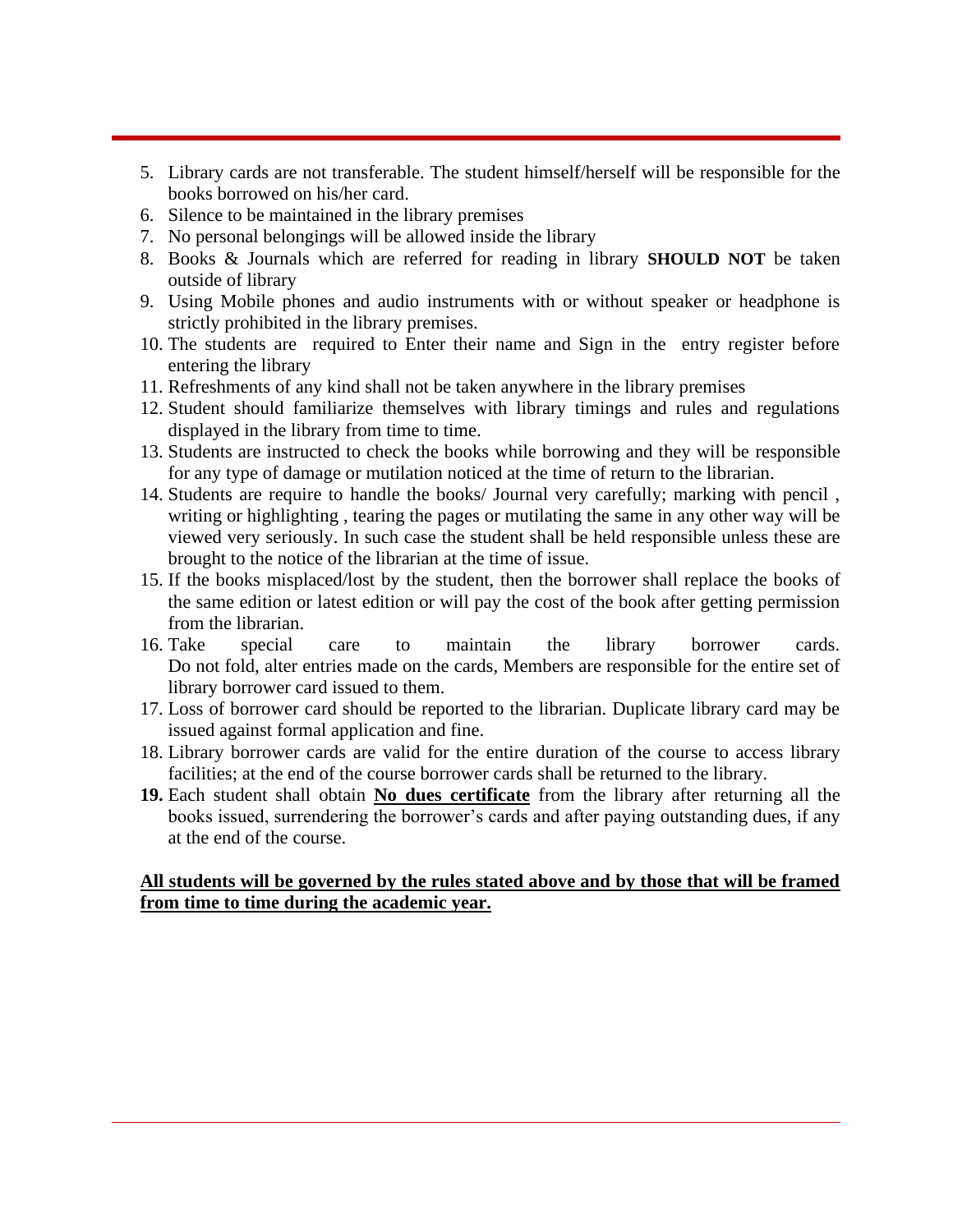5. Library cards are not transferable. The student himself/herself will be responsible for the books borrowed on his/her card.
6. Silence to be maintained in the library premises
7. No personal belongings will be allowed inside the library
8. Books & Journals which are referred for reading in library **SHOULD NOT** be taken outside of library
9. Using Mobile phones and audio instruments with or without speaker or headphone is strictly prohibited in the library premises.
10. The students are required to Enter their name and Sign in the entry register before entering the library
11. Refreshments of any kind shall not be taken anywhere in the library premises
12. Student should familiarize themselves with library timings and rules and regulations displayed in the library from time to time.
13. Students are instructed to check the books while borrowing and they will be responsible for any type of damage or mutilation noticed at the time of return to the librarian.
14. Students are require to handle the books/ Journal very carefully; marking with pencil , writing or highlighting , tearing the pages or mutilating the same in any other way will be viewed very seriously. In such case the student shall be held responsible unless these are brought to the notice of the librarian at the time of issue.
15. If the books misplaced/lost by the student, then the borrower shall replace the books of the same edition or latest edition or will pay the cost of the book after getting permission from the librarian.
16. Take special care to maintain the library borrower cards. Do not fold, alter entries made on the cards, Members are responsible for the entire set of library borrower card issued to them.
17. Loss of borrower card should be reported to the librarian. Duplicate library card may be issued against formal application and fine.
18. Library borrower cards are valid for the entire duration of the course to access library facilities; at the end of the course borrower cards shall be returned to the library.
19. Each student shall obtain **No dues certificate** from the library after returning all the books issued, surrendering the borrower's cards and after paying outstanding dues, if any at the end of the course.

**All students will be governed by the rules stated above and by those that will be framed from time to time during the academic year.**